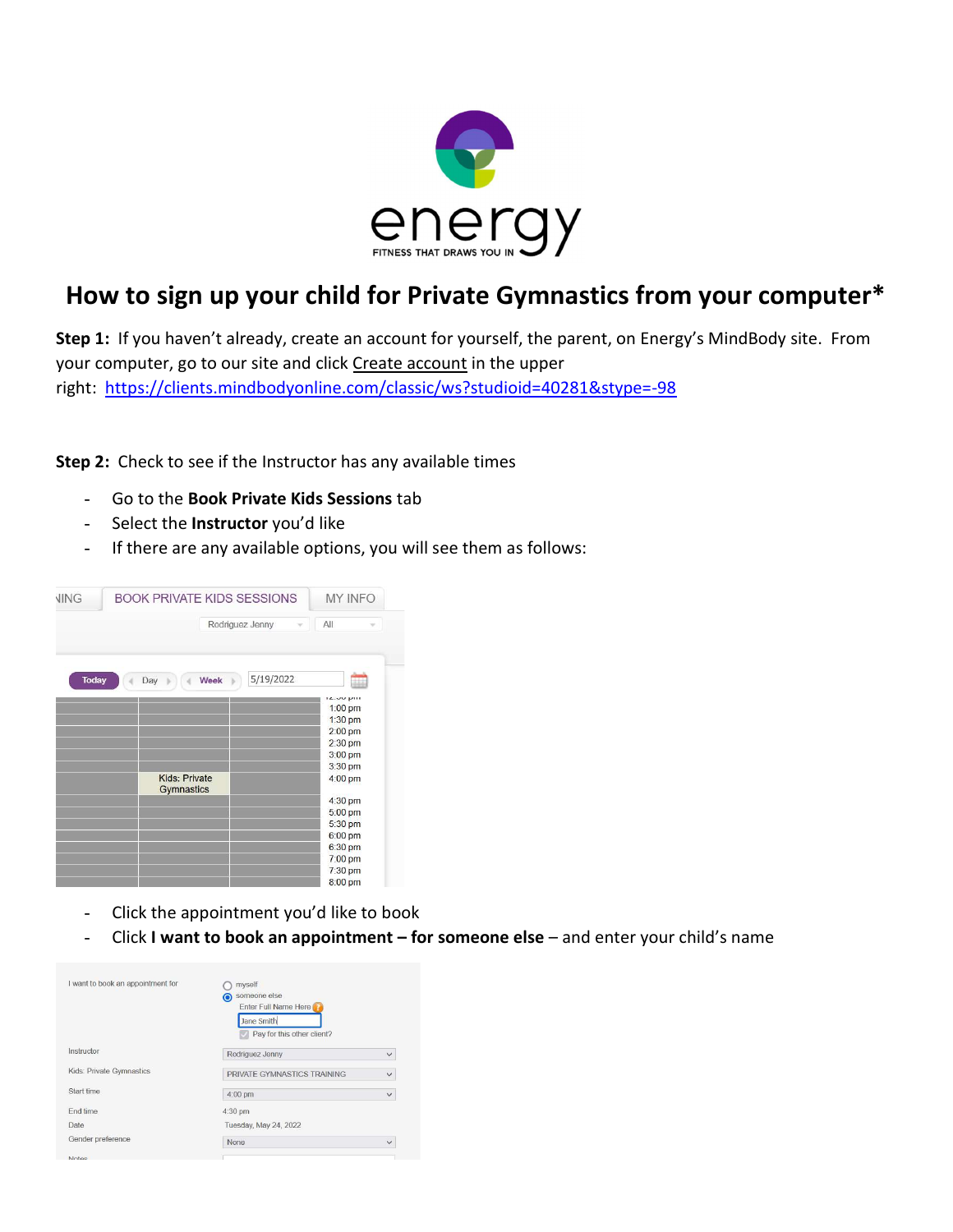# How to sign up your child for Private Gymnastics from your computer*

**Step 1:** If you haven't already, create an account for yourself, the parent, on Energy's MindBody site. From your computer, go to our site and click Create account in the upper right: https://clients.mindbodyonline.com/classic/ws?studioid=40281&stype=-98

**Step 2:** Check to see if the Instructor has any available times

- Go to the **Book Private Kids Sessions** tab
- Select the **Instructor** you'd like
- If there are any available options, you will see them as follows:

- Click the appointment you'd like to book
- Click **I want to book an appointment – for someone else** – and enter your child's name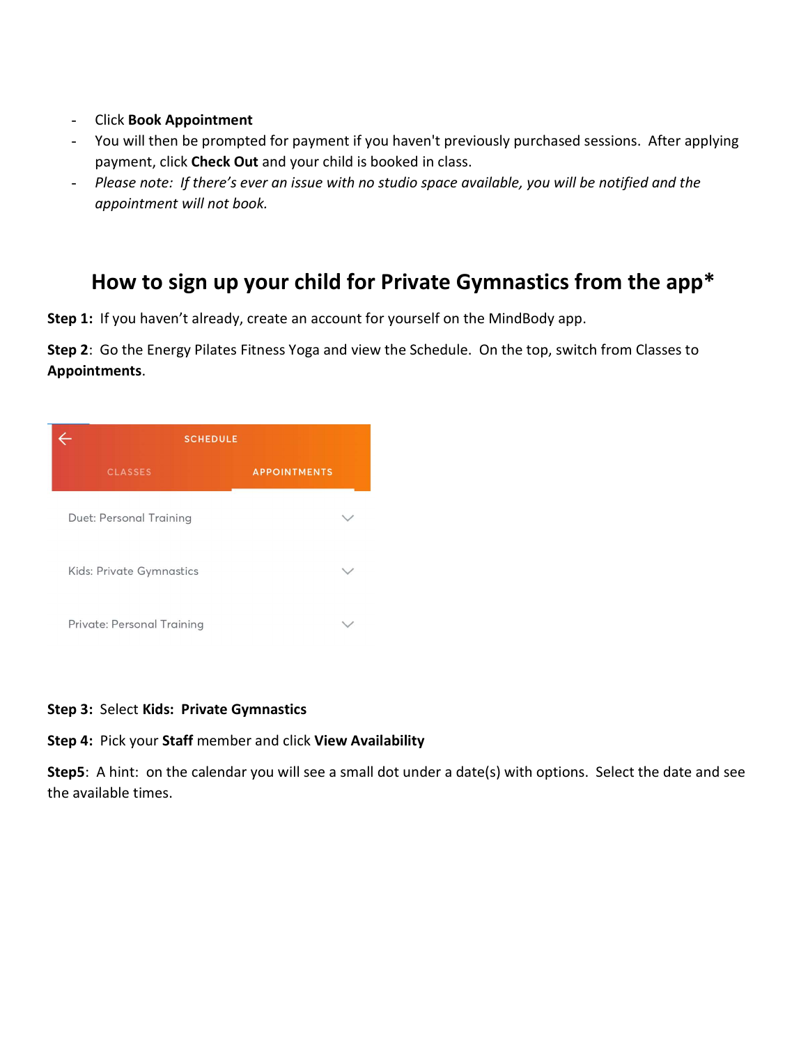- Click **Book Appointment**
- You will then be prompted for payment if you haven't previously purchased sessions. After applying payment, click **Check Out** and your child is booked in class.
- *Please note: If there's ever an issue with no studio space available, you will be notified and the appointment will not book.*

## How to sign up your child for Private Gymnastics from the app*

**Step 1:** If you haven't already, create an account for yourself on the MindBody app.

**Step 2**: Go the Energy Pilates Fitness Yoga and view the Schedule. On the top, switch from Classes to **Appointments**.

SCHEDULE

CLASSES APPOINTMENTS

Duet: Personal Training

Kids: Private Gymnastics

Private: Personal Training

**Step 3:** Select **Kids: Private Gymnastics**

**Step 4:** Pick your **Staff** member and click **View Availability**

**Step5**: A hint: on the calendar you will see a small dot under a date(s) with options. Select the date and see the available times.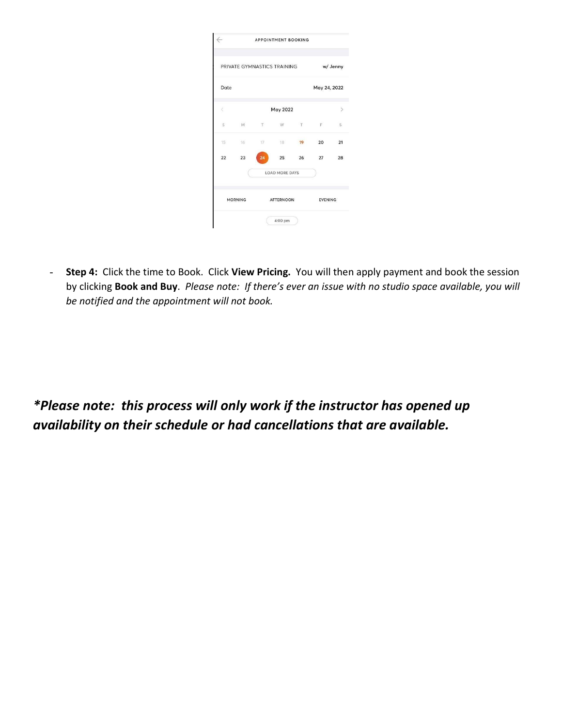- **Step 4:** Click the time to Book. Click **View Pricing.** You will then apply payment and book the session by clicking **Book and Buy**. *Please note: If there's ever an issue with no studio space available, you will be notified and the appointment will not book.*

***\*Please note: this process will only work if the instructor has opened up availability on their schedule or had cancellations that are available.***